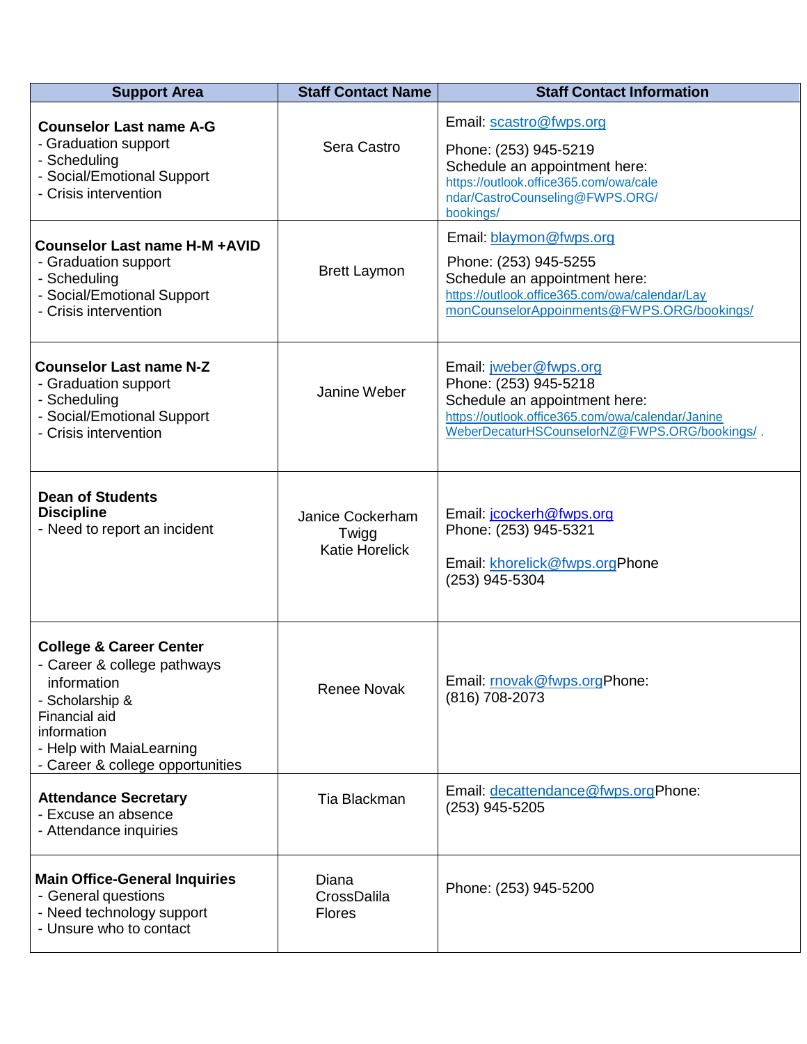| Support Area | Staff Contact Name | Staff Contact Information |
|---|---|---|
| **Counselor Last name A-G**<br>- Graduation support<br>- Scheduling<br>- Social/Emotional Support<br>- Crisis intervention | Sera Castro | Email: scastro@fwps.org<br>Phone: (253) 945-5219<br>Schedule an appointment here: https://outlook.office365.com/owa/calendar/CastroCounseling@FWPS.ORG/bookings/ |
| **Counselor Last name H-M +AVID**<br>- Graduation support<br>- Scheduling<br>- Social/Emotional Support<br>- Crisis intervention | Brett Laymon | Email: blaymon@fwps.org<br>Phone: (253) 945-5255<br>Schedule an appointment here: https://outlook.office365.com/owa/calendar/LaymonCounselorAppoinments@FWPS.ORG/bookings/ |
| **Counselor Last name N-Z**<br>- Graduation support<br>- Scheduling<br>- Social/Emotional Support<br>- Crisis intervention | Janine Weber | Email: jweber@fwps.org<br>Phone: (253) 945-5218<br>Schedule an appointment here: https://outlook.office365.com/owa/calendar/JanineWeberDecaturHSCounselorNZ@FWPS.ORG/bookings/ . |
| **Dean of Students Discipline**<br>- Need to report an incident | Janice Cockerham Twigg<br>Katie Horelick | Email: jcockerh@fwps.org<br>Phone: (253) 945-5321<br>Email: khorelick@fwps.orgPhone (253) 945-5304 |
| **College & Career Center**<br>- Career & college pathways information<br>- Scholarship & Financial aid information<br>- Help with MaiaLearning<br>- Career & college opportunities | Renee Novak | Email: rnovak@fwps.orgPhone: (816) 708-2073 |
| **Attendance Secretary**<br>- Excuse an absence<br>- Attendance inquiries | Tia Blackman | Email: decattendance@fwps.orgPhone: (253) 945-5205 |
| **Main Office-General Inquiries**<br>- General questions<br>- Need technology support<br>- Unsure who to contact | Diana CrossDalila Flores | Phone: (253) 945-5200 |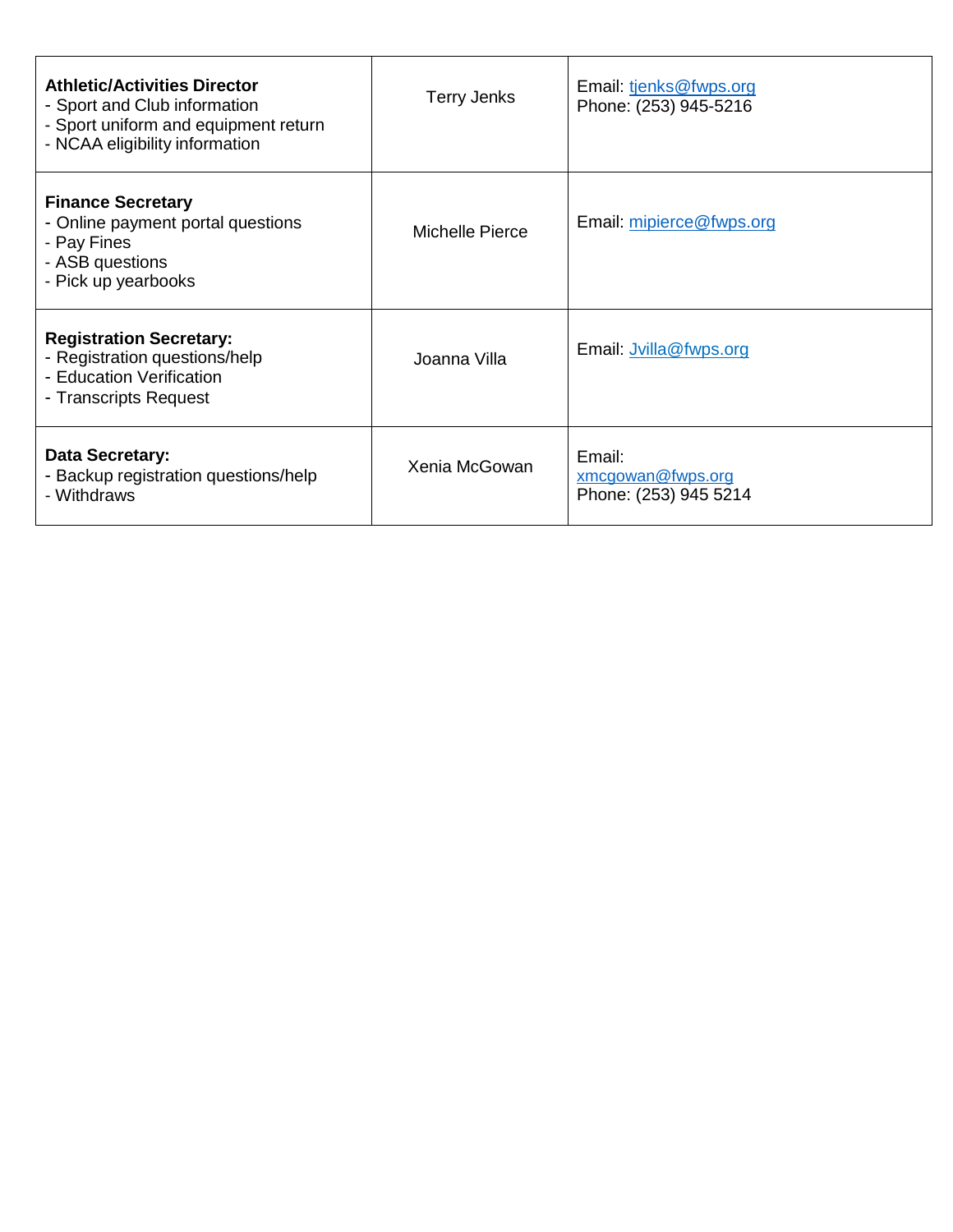| | | |
|---|---|---|
| **Athletic/Activities Director**<br>- Sport and Club information<br>- Sport uniform and equipment return<br>- NCAA eligibility information | Terry Jenks | Email: tjenks@fwps.org<br>Phone: (253) 945-5216 |
| **Finance Secretary**<br>- Online payment portal questions<br>- Pay Fines<br>- ASB questions<br>- Pick up yearbooks | Michelle Pierce | Email: mipierce@fwps.org |
| **Registration Secretary:**<br>- Registration questions/help<br>- Education Verification<br>- Transcripts Request | Joanna Villa | Email: Jvilla@fwps.org |
| **Data Secretary:**<br>- Backup registration questions/help<br>- Withdraws | Xenia McGowan | Email:<br>xmcgowan@fwps.org<br>Phone: (253) 945 5214 |